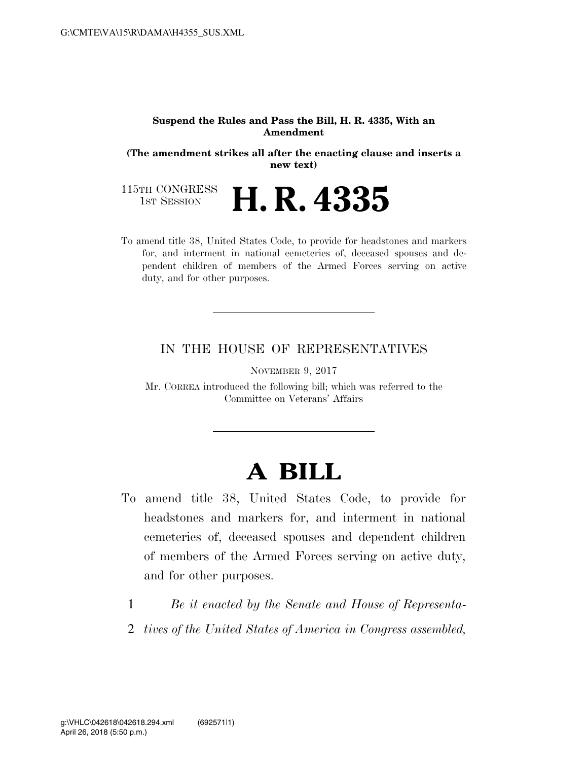**Suspend the Rules and Pass the Bill, H. R. 4335, With an Amendment**

**(The amendment strikes all after the enacting clause and inserts a new text)**

115TH CONGRESS
1ST SESSION

# H. R. 4335

To amend title 38, United States Code, to provide for headstones and markers for, and interment in national cemeteries of, deceased spouses and dependent children of members of the Armed Forces serving on active duty, and for other purposes.

IN THE HOUSE OF REPRESENTATIVES

NOVEMBER 9, 2017

Mr. CORREA introduced the following bill; which was referred to the Committee on Veterans' Affairs

# A BILL

To amend title 38, United States Code, to provide for headstones and markers for, and interment in national cemeteries of, deceased spouses and dependent children of members of the Armed Forces serving on active duty, and for other purposes.

1 *Be it enacted by the Senate and House of Representa-*
2 *tives of the United States of America in Congress assembled,*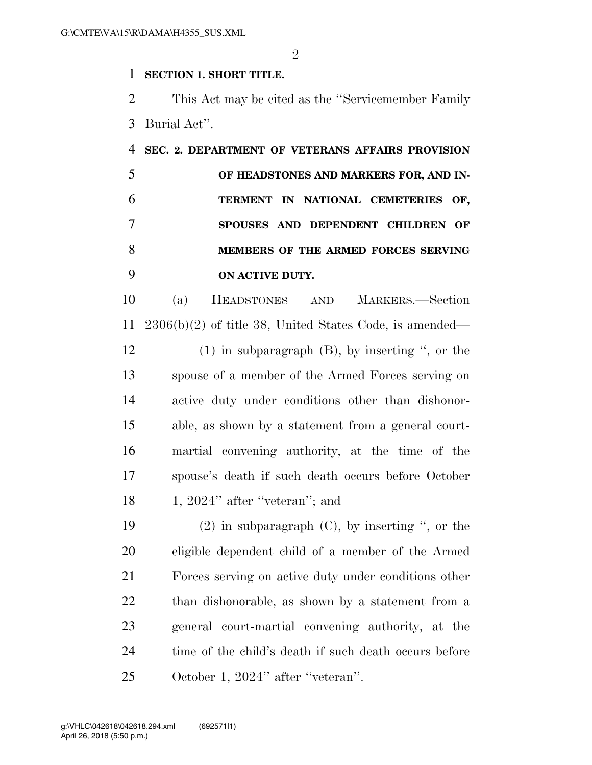**SECTION 1. SHORT TITLE.**

This Act may be cited as the "Servicemember Family Burial Act".

**SEC. 2. DEPARTMENT OF VETERANS AFFAIRS PROVISION OF HEADSTONES AND MARKERS FOR, AND INTERMENT IN NATIONAL CEMETERIES OF, SPOUSES AND DEPENDENT CHILDREN OF MEMBERS OF THE ARMED FORCES SERVING ON ACTIVE DUTY.**

(a) HEADSTONES AND MARKERS.—Section 2306(b)(2) of title 38, United States Code, is amended—

(1) in subparagraph (B), by inserting ", or the spouse of a member of the Armed Forces serving on active duty under conditions other than dishonorable, as shown by a statement from a general court-martial convening authority, at the time of the spouse's death if such death occurs before October 1, 2024" after "veteran"; and

(2) in subparagraph (C), by inserting ", or the eligible dependent child of a member of the Armed Forces serving on active duty under conditions other than dishonorable, as shown by a statement from a general court-martial convening authority, at the time of the child's death if such death occurs before October 1, 2024" after "veteran".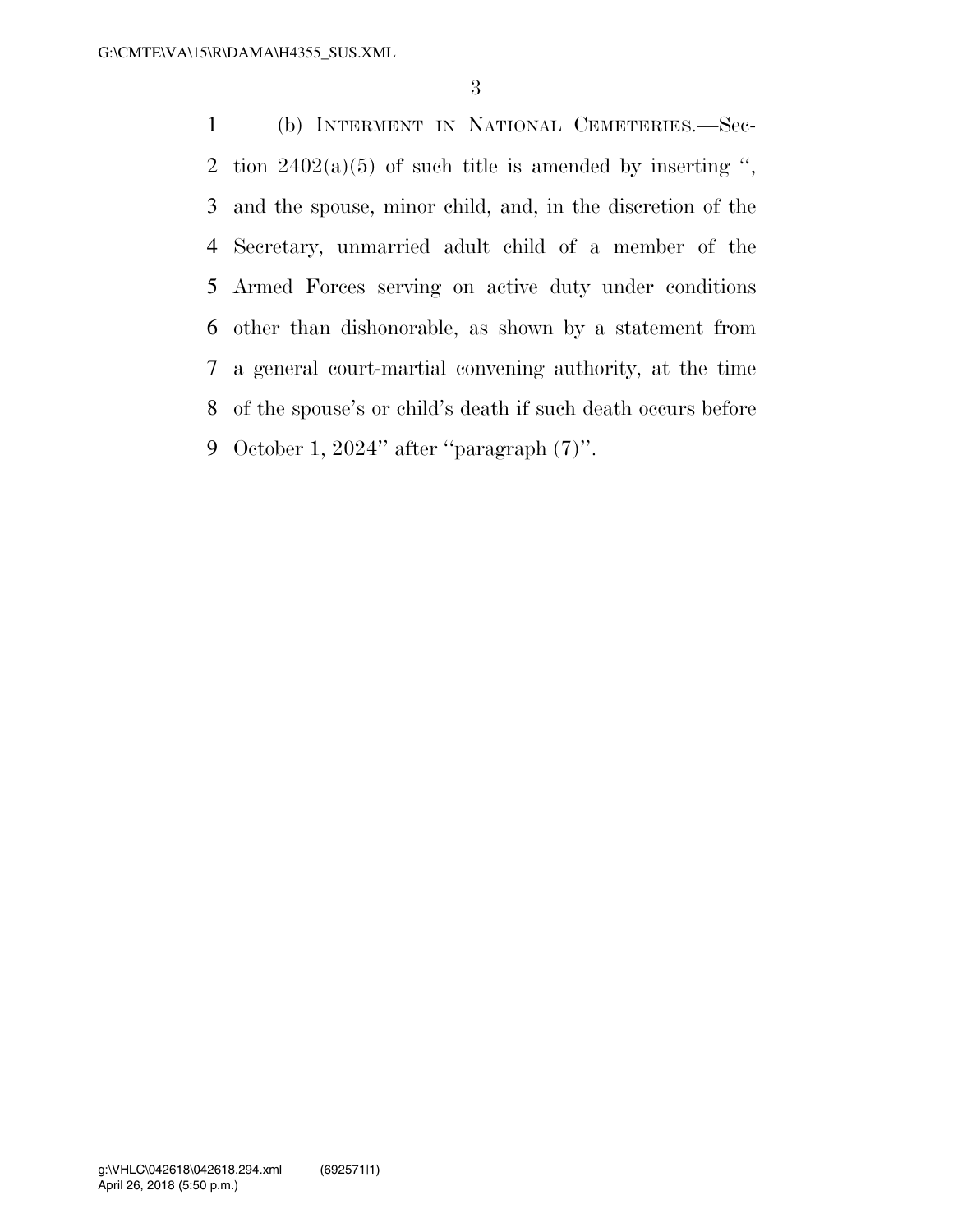(b) INTERMENT IN NATIONAL CEMETERIES.—Section 2402(a)(5) of such title is amended by inserting ", and the spouse, minor child, and, in the discretion of the Secretary, unmarried adult child of a member of the Armed Forces serving on active duty under conditions other than dishonorable, as shown by a statement from a general court-martial convening authority, at the time of the spouse's or child's death if such death occurs before October 1, 2024" after "paragraph (7)".